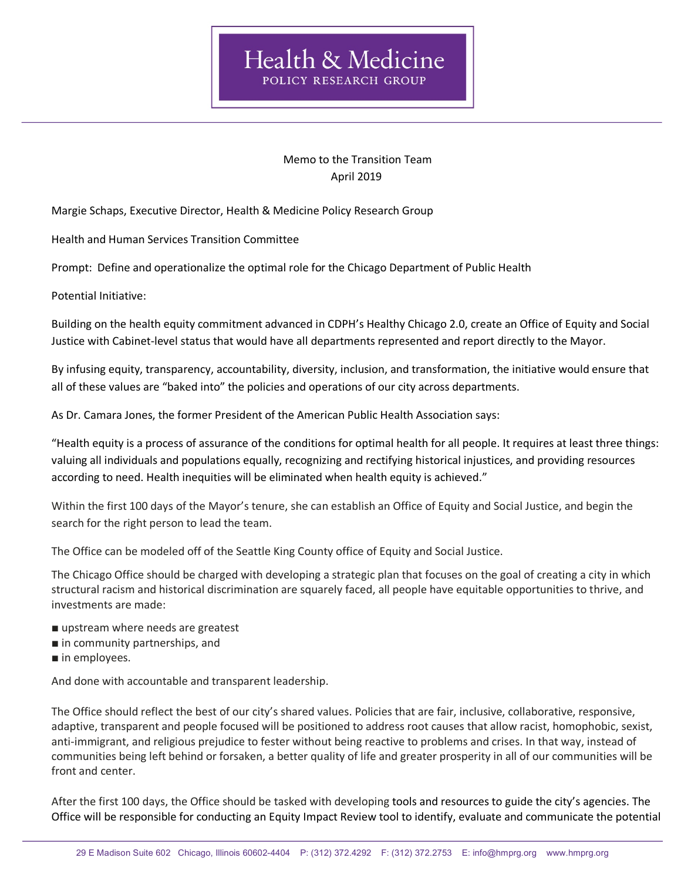# Health & Medicine
## POLICY RESEARCH GROUP

Memo to the Transition Team
April 2019

Margie Schaps, Executive Director, Health & Medicine Policy Research Group

Health and Human Services Transition Committee

Prompt: Define and operationalize the optimal role for the Chicago Department of Public Health

Potential Initiative:

Building on the health equity commitment advanced in CDPH's Healthy Chicago 2.0, create an Office of Equity and Social Justice with Cabinet-level status that would have all departments represented and report directly to the Mayor.

By infusing equity, transparency, accountability, diversity, inclusion, and transformation, the initiative would ensure that all of these values are "baked into" the policies and operations of our city across departments.

As Dr. Camara Jones, the former President of the American Public Health Association says:

"Health equity is a process of assurance of the conditions for optimal health for all people. It requires at least three things: valuing all individuals and populations equally, recognizing and rectifying historical injustices, and providing resources according to need. Health inequities will be eliminated when health equity is achieved."

Within the first 100 days of the Mayor's tenure, she can establish an Office of Equity and Social Justice, and begin the search for the right person to lead the team.

The Office can be modeled off of the Seattle King County office of Equity and Social Justice.

The Chicago Office should be charged with developing a strategic plan that focuses on the goal of creating a city in which structural racism and historical discrimination are squarely faced, all people have equitable opportunities to thrive, and investments are made:

- upstream where needs are greatest
- in community partnerships, and
- in employees.

And done with accountable and transparent leadership.

The Office should reflect the best of our city's shared values. Policies that are fair, inclusive, collaborative, responsive, adaptive, transparent and people focused will be positioned to address root causes that allow racist, homophobic, sexist, anti-immigrant, and religious prejudice to fester without being reactive to problems and crises. In that way, instead of communities being left behind or forsaken, a better quality of life and greater prosperity in all of our communities will be front and center.

After the first 100 days, the Office should be tasked with developing tools and resources to guide the city's agencies. The Office will be responsible for conducting an Equity Impact Review tool to identify, evaluate and communicate the potential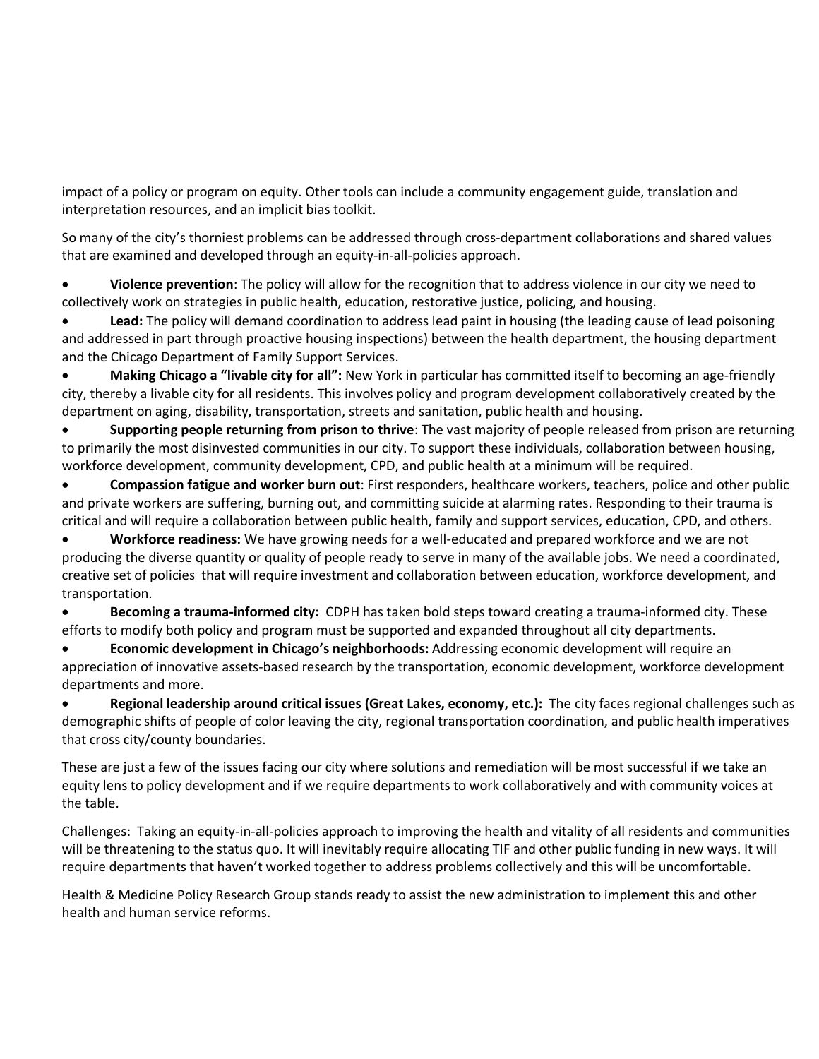impact of a policy or program on equity. Other tools can include a community engagement guide, translation and interpretation resources, and an implicit bias toolkit.

So many of the city's thorniest problems can be addressed through cross-department collaborations and shared values that are examined and developed through an equity-in-all-policies approach.

- **Violence prevention**: The policy will allow for the recognition that to address violence in our city we need to collectively work on strategies in public health, education, restorative justice, policing, and housing.
- **Lead:** The policy will demand coordination to address lead paint in housing (the leading cause of lead poisoning and addressed in part through proactive housing inspections) between the health department, the housing department and the Chicago Department of Family Support Services.
- **Making Chicago a "livable city for all":** New York in particular has committed itself to becoming an age-friendly city, thereby a livable city for all residents. This involves policy and program development collaboratively created by the department on aging, disability, transportation, streets and sanitation, public health and housing.
- **Supporting people returning from prison to thrive**: The vast majority of people released from prison are returning to primarily the most disinvested communities in our city. To support these individuals, collaboration between housing, workforce development, community development, CPD, and public health at a minimum will be required.
- **Compassion fatigue and worker burn out**: First responders, healthcare workers, teachers, police and other public and private workers are suffering, burning out, and committing suicide at alarming rates. Responding to their trauma is critical and will require a collaboration between public health, family and support services, education, CPD, and others.
- **Workforce readiness:** We have growing needs for a well-educated and prepared workforce and we are not producing the diverse quantity or quality of people ready to serve in many of the available jobs. We need a coordinated, creative set of policies that will require investment and collaboration between education, workforce development, and transportation.
- **Becoming a trauma-informed city:** CDPH has taken bold steps toward creating a trauma-informed city. These efforts to modify both policy and program must be supported and expanded throughout all city departments.
- **Economic development in Chicago's neighborhoods:** Addressing economic development will require an appreciation of innovative assets-based research by the transportation, economic development, workforce development departments and more.
- **Regional leadership around critical issues (Great Lakes, economy, etc.):** The city faces regional challenges such as demographic shifts of people of color leaving the city, regional transportation coordination, and public health imperatives that cross city/county boundaries.

These are just a few of the issues facing our city where solutions and remediation will be most successful if we take an equity lens to policy development and if we require departments to work collaboratively and with community voices at the table.

Challenges: Taking an equity-in-all-policies approach to improving the health and vitality of all residents and communities will be threatening to the status quo. It will inevitably require allocating TIF and other public funding in new ways. It will require departments that haven't worked together to address problems collectively and this will be uncomfortable.

Health & Medicine Policy Research Group stands ready to assist the new administration to implement this and other health and human service reforms.